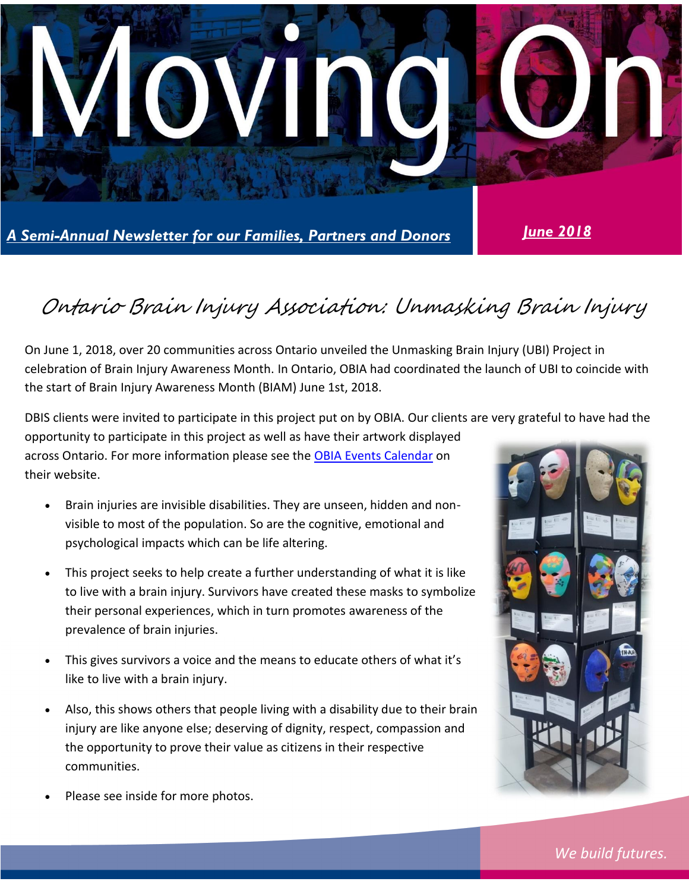# Moving On

***A Semi-Annual Newsletter for our Families, Partners and Donors***

***June 2018***

## Ontario Brain Injury Association: Unmasking Brain Injury

On June 1, 2018, over 20 communities across Ontario unveiled the Unmasking Brain Injury (UBI) Project in celebration of Brain Injury Awareness Month. In Ontario, OBIA had coordinated the launch of UBI to coincide with the start of Brain Injury Awareness Month (BIAM) June 1st, 2018.

DBIS clients were invited to participate in this project put on by OBIA. Our clients are very grateful to have had the opportunity to participate in this project as well as have their artwork displayed across Ontario. For more information please see the OBIA Events Calendar on their website.

- Brain injuries are invisible disabilities. They are unseen, hidden and non-visible to most of the population. So are the cognitive, emotional and psychological impacts which can be life altering.
- This project seeks to help create a further understanding of what it is like to live with a brain injury. Survivors have created these masks to symbolize their personal experiences, which in turn promotes awareness of the prevalence of brain injuries.
- This gives survivors a voice and the means to educate others of what it's like to live with a brain injury.
- Also, this shows others that people living with a disability due to their brain injury are like anyone else; deserving of dignity, respect, compassion and the opportunity to prove their value as citizens in their respective communities.
- Please see inside for more photos.

*We build futures.*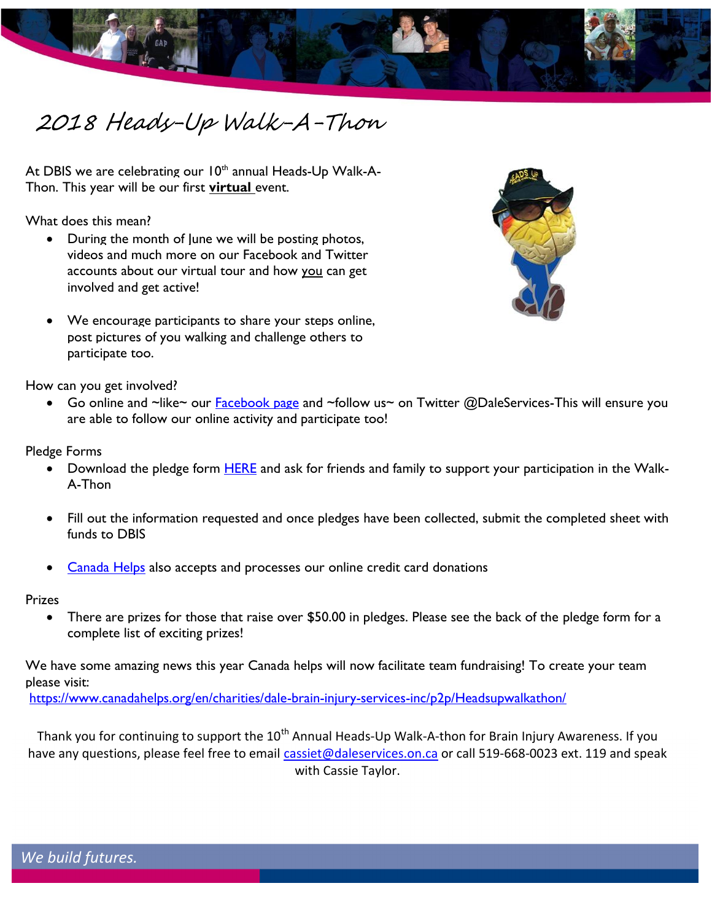# 2018 Heads-Up Walk-A-Thon

At DBIS we are celebrating our 10th annual Heads-Up Walk-A-Thon. This year will be our first **virtual** event.

What does this mean?

- During the month of June we will be posting photos, videos and much more on our Facebook and Twitter accounts about our virtual tour and how you can get involved and get active!
- We encourage participants to share your steps online, post pictures of you walking and challenge others to participate too.

How can you get involved?

- Go online and ~like~ our Facebook page and ~follow us~ on Twitter @DaleServices-This will ensure you are able to follow our online activity and participate too!

Pledge Forms

- Download the pledge form HERE and ask for friends and family to support your participation in the Walk-A-Thon
- Fill out the information requested and once pledges have been collected, submit the completed sheet with funds to DBIS
- Canada Helps also accepts and processes our online credit card donations

Prizes

- There are prizes for those that raise over $50.00 in pledges. Please see the back of the pledge form for a complete list of exciting prizes!

We have some amazing news this year Canada helps will now facilitate team fundraising! To create your team please visit:
https://www.canadahelps.org/en/charities/dale-brain-injury-services-inc/p2p/Headsupwalkathon/

Thank you for continuing to support the 10th Annual Heads-Up Walk-A-thon for Brain Injury Awareness. If you have any questions, please feel free to email cassiet@daleservices.on.ca or call 519-668-0023 ext. 119 and speak with Cassie Taylor.

*We build futures.*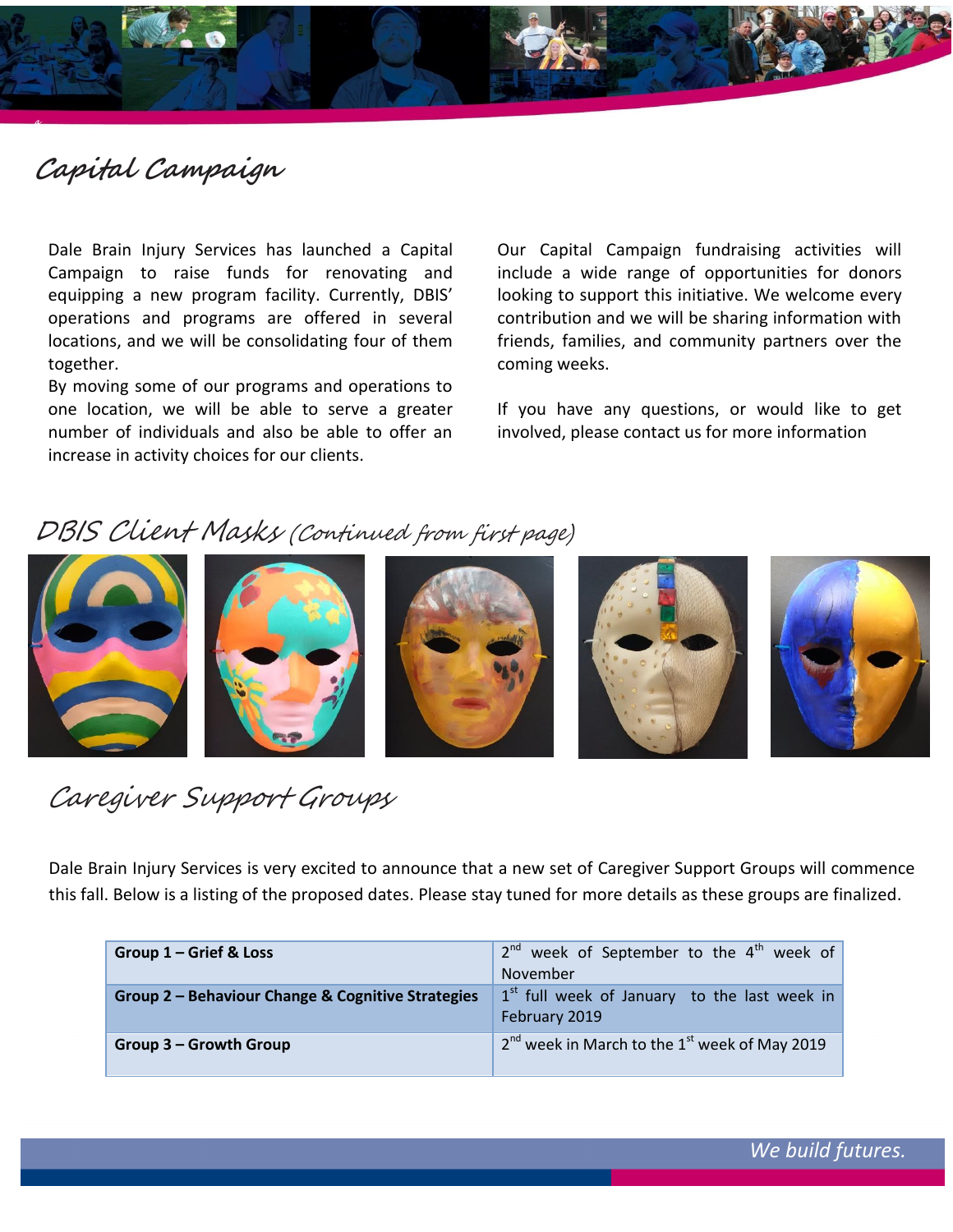## Capital Campaign

Dale Brain Injury Services has launched a Capital Campaign to raise funds for renovating and equipping a new program facility. Currently, DBIS' operations and programs are offered in several locations, and we will be consolidating four of them together.

By moving some of our programs and operations to one location, we will be able to serve a greater number of individuals and also be able to offer an increase in activity choices for our clients.

Our Capital Campaign fundraising activities will include a wide range of opportunities for donors looking to support this initiative. We welcome every contribution and we will be sharing information with friends, families, and community partners over the coming weeks.

If you have any questions, or would like to get involved, please contact us for more information

## DBIS Client Masks (Continued from first page)

## Caregiver Support Groups

Dale Brain Injury Services is very excited to announce that a new set of Caregiver Support Groups will commence this fall. Below is a listing of the proposed dates. Please stay tuned for more details as these groups are finalized.

| | |
|---|---|
| **Group 1 – Grief & Loss** | 2nd week of September to the 4th week of November |
| **Group 2 – Behaviour Change & Cognitive Strategies** | 1st full week of January to the last week in February 2019 |
| **Group 3 – Growth Group** | 2nd week in March to the 1st week of May 2019 |

*We build futures.*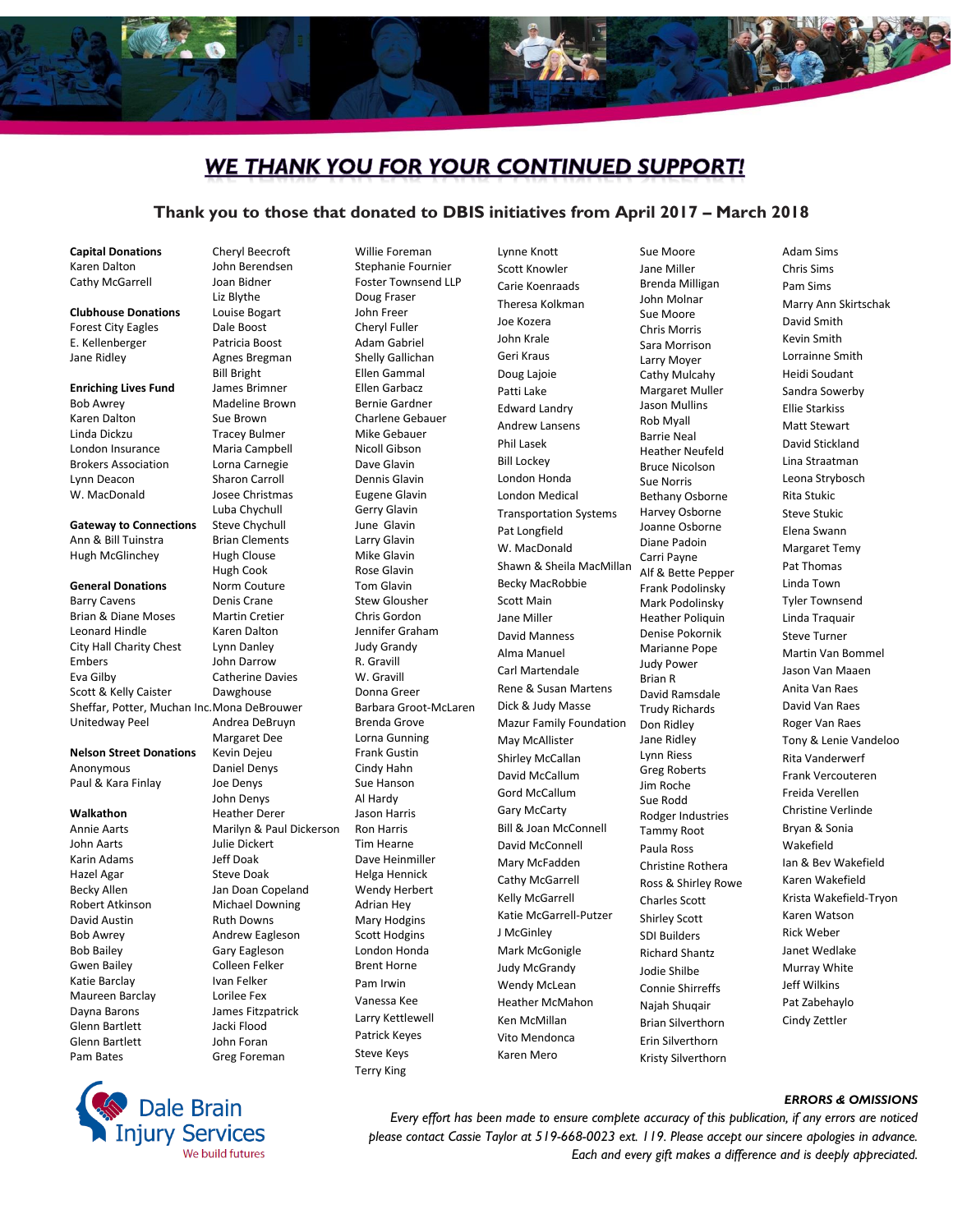# WE THANK YOU FOR YOUR CONTINUED SUPPORT!

## Thank you to those that donated to DBIS initiatives from April 2017 – March 2018

**Capital Donations**
Karen Dalton
Cathy McGarrell

**Clubhouse Donations**
Forest City Eagles
E. Kellenberger
Jane Ridley

**Enriching Lives Fund**
Bob Awrey
Karen Dalton
Linda Dickzu
London Insurance Brokers Association
Lynn Deacon
W. MacDonald

**Gateway to Connections**
Ann & Bill Tuinstra
Hugh McGlinchey

**General Donations**
Barry Cavens
Brian & Diane Moses
Leonard Hindle
City Hall Charity Chest
Embers
Eva Gilby
Scott & Kelly Caister
Sheffar, Potter, Muchan Inc.
Unitedway Peel

**Nelson Street Donations**
Anonymous
Paul & Kara Finlay

**Walkathon**
Annie Aarts
John Aarts
Karin Adams
Hazel Agar
Becky Allen
Robert Atkinson
David Austin
Bob Awrey
Bob Bailey
Gwen Bailey
Katie Barclay
Maureen Barclay
Dayna Barons
Glenn Bartlett
Glenn Bartlett
Pam Bates
Cheryl Beecroft
John Berendsen
Joan Bidner
Liz Blythe
Louise Bogart
Dale Boost
Patricia Boost
Agnes Bregman
Bill Bright
James Brimner
Madeline Brown
Sue Brown
Tracey Bulmer
Maria Campbell
Lorna Carnegie
Sharon Carroll
Josee Christmas
Luba Chychull
Steve Chychull
Brian Clements
Hugh Clouse
Hugh Cook
Norm Couture
Denis Crane
Martin Cretier
Karen Dalton
Lynn Danley
John Darrow
Catherine Davies
Dawghouse
Mona DeBrouwer
Andrea DeBruyn
Margaret Dee
Kevin Dejeu
Daniel Denys
Joe Denys
John Denys
Heather Derer
Marilyn & Paul Dickerson
Julie Dickert
Jeff Doak
Steve Doak
Jan Doan Copeland
Michael Downing
Ruth Downs
Andrew Eagleson
Gary Eagleson
Colleen Felker
Ivan Felker
Lorilee Fex
James Fitzpatrick
Jacki Flood
John Foran
Greg Foreman
Willie Foreman
Stephanie Fournier
Foster Townsend LLP
Doug Fraser
John Freer
Cheryl Fuller
Adam Gabriel
Shelly Gallichan
Ellen Gammal
Ellen Garbacz
Bernie Gardner
Charlene Gebauer
Mike Gebauer
Nicoll Gibson
Dave Glavin
Dennis Glavin
Eugene Glavin
Gerry Glavin
June Glavin
Larry Glavin
Mike Glavin
Rose Glavin
Tom Glavin
Stew Glousher
Chris Gordon
Jennifer Graham
Judy Grandy
R. Gravill
W. Gravill
Donna Greer
Barbara Groot-McLaren
Brenda Grove
Lorna Gunning
Frank Gustin
Cindy Hahn
Sue Hanson
Al Hardy
Jason Harris
Ron Harris
Tim Hearne
Dave Heinmiller
Helga Hennick
Wendy Herbert
Adrian Hey
Mary Hodgins
Scott Hodgins
London Honda
Brent Horne
Pam Irwin
Vanessa Kee
Larry Kettlewell
Patrick Keyes
Steve Keys
Terry King
Lynne Knott
Scott Knowler
Carie Koenraads
Theresa Kolkman
Joe Kozera
John Krale
Geri Kraus
Doug Lajoie
Patti Lake
Edward Landry
Andrew Lansens
Phil Lasek
Bill Lockey
London Honda
London Medical Transportation Systems
Pat Longfield
W. MacDonald
Shawn & Sheila MacMillan
Becky MacRobbie
Scott Main
Jane Miller
David Manness
Alma Manuel
Carl Martendale
Rene & Susan Martens
Dick & Judy Masse
Mazur Family Foundation
May McAllister
Shirley McCallan
David McCallum
Gord McCallum
Gary McCarty
Bill & Joan McConnell
David McConnell
Mary McFadden
Cathy McGarrell
Kelly McGarrell
Katie McGarrell-Putzer
J McGinley
Mark McGonigle
Judy McGrandy
Wendy McLean
Heather McMahon
Ken McMillan
Vito Mendonca
Karen Mero
Sue Moore
Jane Miller
Brenda Milligan
John Molnar
Sue Moore
Chris Morris
Sara Morrison
Larry Moyer
Cathy Mulcahy
Margaret Muller
Jason Mullins
Rob Myall
Barrie Neal
Heather Neufeld
Bruce Nicolson
Sue Norris
Bethany Osborne
Harvey Osborne
Joanne Osborne
Diane Padoin
Carri Payne
Alf & Bette Pepper
Frank Podolinsky
Mark Podolinsky
Heather Poliquin
Denise Pokornik
Marianne Pope
Judy Power
Brian R
David Ramsdale
Trudy Richards
Don Ridley
Jane Ridley
Lynn Riess
Greg Roberts
Jim Roche
Sue Rodd
Rodger Industries
Tammy Root
Paula Ross
Christine Rothera
Ross & Shirley Rowe
Charles Scott
Shirley Scott
SDI Builders
Richard Shantz
Jodie Shilbe
Connie Shirreffs
Najah Shuqair
Brian Silverthorn
Erin Silverthorn
Kristy Silverthorn
Adam Sims
Chris Sims
Pam Sims
Marry Ann Skirtschak
David Smith
Kevin Smith
Lorrainne Smith
Heidi Soudant
Sandra Sowerby
Ellie Starkiss
Matt Stewart
David Stickland
Lina Straatman
Leona Strybosch
Rita Stukic
Steve Stukic
Elena Swann
Margaret Temy
Pat Thomas
Linda Town
Tyler Townsend
Linda Traquair
Steve Turner
Martin Van Bommel
Jason Van Maaen
Anita Van Raes
David Van Raes
Roger Van Raes
Tony & Lenie Vandeloo
Rita Vanderwerf
Frank Vercouteren
Freida Verellen
Christine Verlinde
Bryan & Sonia Wakefield
Ian & Bev Wakefield
Karen Wakefield
Krista Wakefield-Tryon
Karen Watson
Rick Weber
Janet Wedlake
Murray White
Jeff Wilkins
Pat Zabehaylo
Cindy Zettler

Dale Brain Injury Services
We build futures

***ERRORS & OMISSIONS***

*Every effort has been made to ensure complete accuracy of this publication, if any errors are noticed please contact Cassie Taylor at 519-668-0023 ext. 119. Please accept our sincere apologies in advance. Each and every gift makes a difference and is deeply appreciated.*